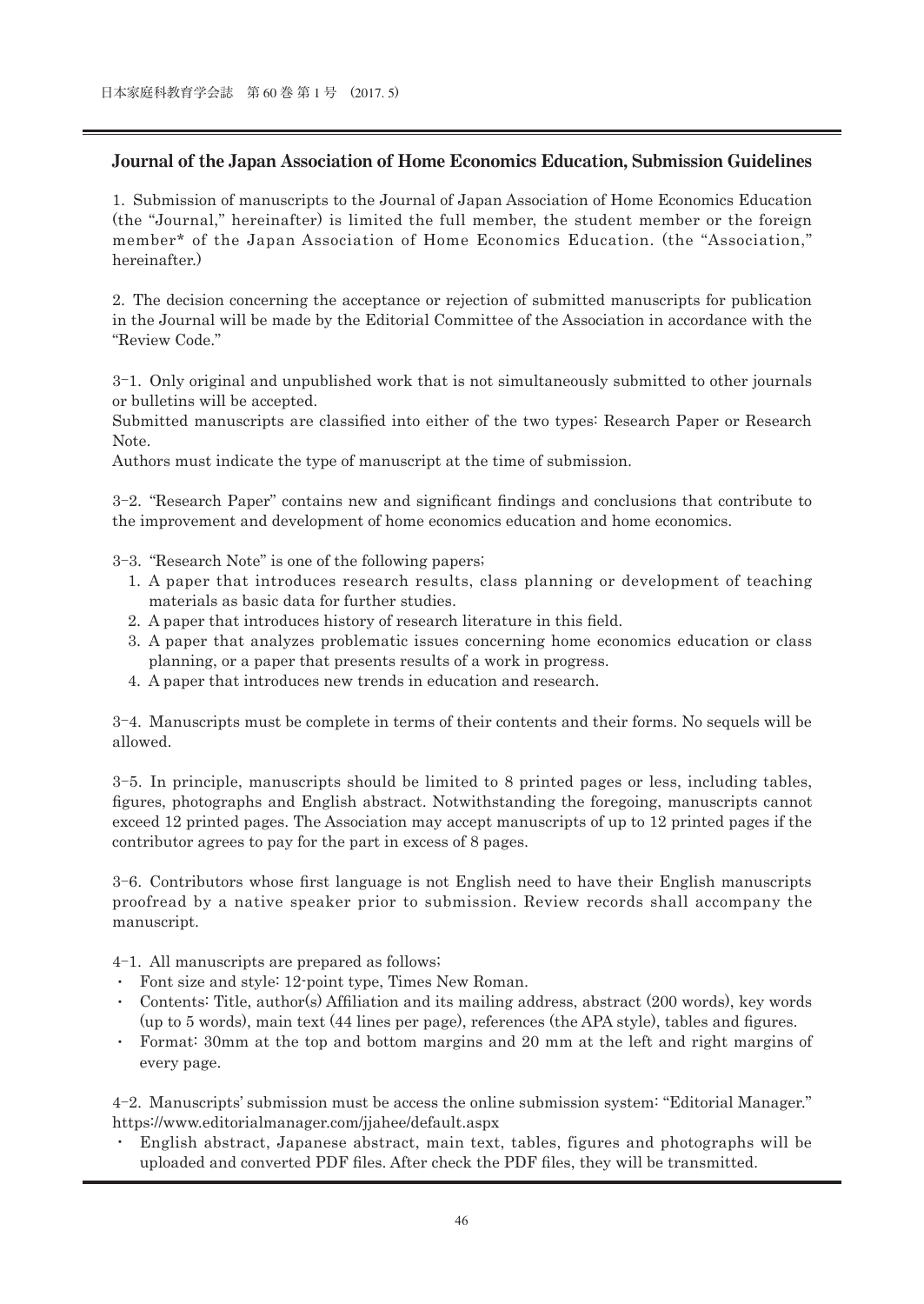## Journal of the Japan Association of Home Economics Education, Submission Guidelines

1. Submission of manuscripts to the Journal of Japan Association of Home Economics Education (the "Journal," hereinafter) is limited the full member, the student member or the foreign member* of the Japan Association of Home Economics Education. (the "Association," hereinafter.)

2. The decision concerning the acceptance or rejection of submitted manuscripts for publication in the Journal will be made by the Editorial Committee of the Association in accordance with the "Review Code."

3-1. Only original and unpublished work that is not simultaneously submitted to other journals or bulletins will be accepted.
Submitted manuscripts are classified into either of the two types: Research Paper or Research Note.
Authors must indicate the type of manuscript at the time of submission.

3-2. "Research Paper" contains new and significant findings and conclusions that contribute to the improvement and development of home economics education and home economics.

3-3. "Research Note" is one of the following papers;

1. A paper that introduces research results, class planning or development of teaching materials as basic data for further studies.
2. A paper that introduces history of research literature in this field.
3. A paper that analyzes problematic issues concerning home economics education or class planning, or a paper that presents results of a work in progress.
4. A paper that introduces new trends in education and research.

3-4. Manuscripts must be complete in terms of their contents and their forms. No sequels will be allowed.

3-5. In principle, manuscripts should be limited to 8 printed pages or less, including tables, figures, photographs and English abstract. Notwithstanding the foregoing, manuscripts cannot exceed 12 printed pages. The Association may accept manuscripts of up to 12 printed pages if the contributor agrees to pay for the part in excess of 8 pages.

3-6. Contributors whose first language is not English need to have their English manuscripts proofread by a native speaker prior to submission. Review records shall accompany the manuscript.

4-1. All manuscripts are prepared as follows;

- Font size and style: 12-point type, Times New Roman.
- Contents: Title, author(s) Affiliation and its mailing address, abstract (200 words), key words (up to 5 words), main text (44 lines per page), references (the APA style), tables and figures.
- Format: 30mm at the top and bottom margins and 20 mm at the left and right margins of every page.

4-2. Manuscripts' submission must be access the online submission system: "Editorial Manager."
https://www.editorialmanager.com/jjahee/default.aspx

- English abstract, Japanese abstract, main text, tables, figures and photographs will be uploaded and converted PDF files. After check the PDF files, they will be transmitted.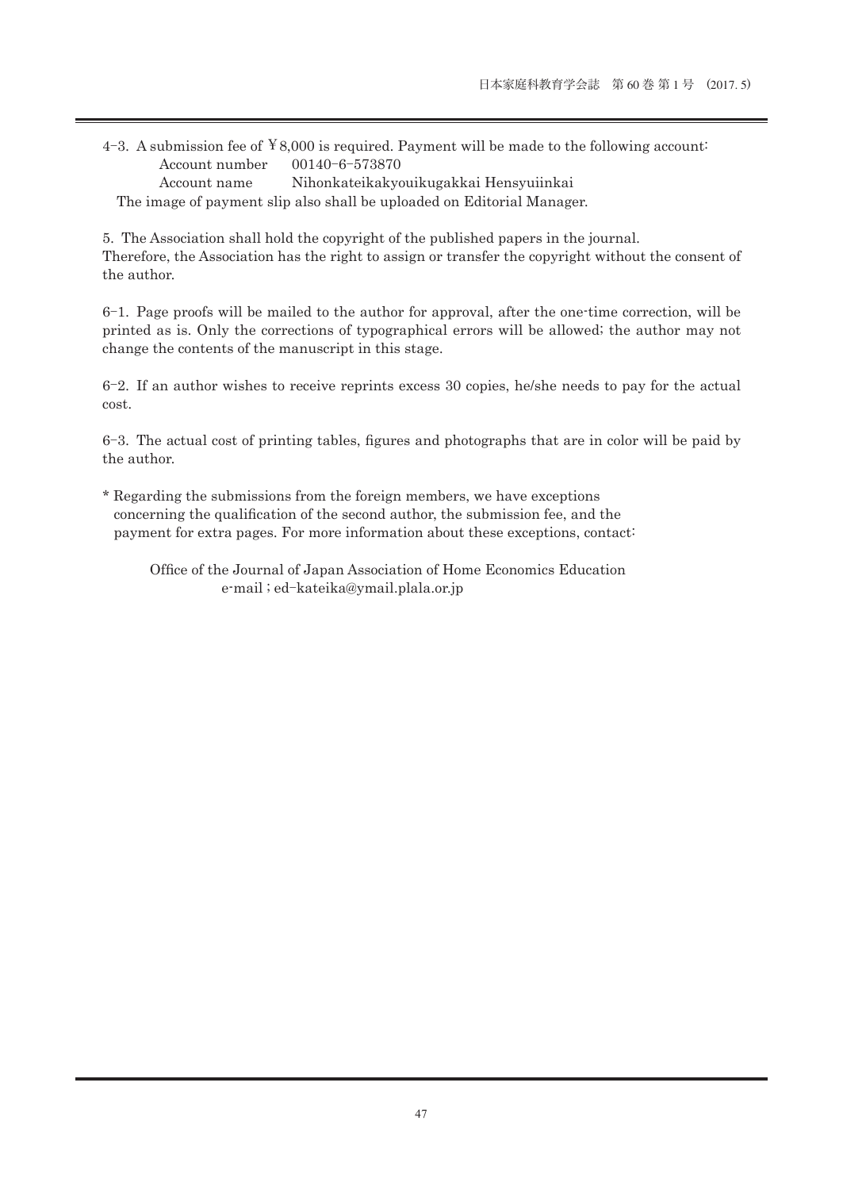4-3. A submission fee of ¥8,000 is required. Payment will be made to the following account:

Account number 00140-6-573870

Account name Nihonkateikakyouikugakkai Hensyuiinkai

The image of payment slip also shall be uploaded on Editorial Manager.

5. The Association shall hold the copyright of the published papers in the journal. Therefore, the Association has the right to assign or transfer the copyright without the consent of the author.

6-1. Page proofs will be mailed to the author for approval, after the one-time correction, will be printed as is. Only the corrections of typographical errors will be allowed; the author may not change the contents of the manuscript in this stage.

6-2. If an author wishes to receive reprints excess 30 copies, he/she needs to pay for the actual cost.

6-3. The actual cost of printing tables, figures and photographs that are in color will be paid by the author.

* Regarding the submissions from the foreign members, we have exceptions concerning the qualification of the second author, the submission fee, and the payment for extra pages. For more information about these exceptions, contact:

Office of the Journal of Japan Association of Home Economics Education
e-mail ; ed-kateika@ymail.plala.or.jp